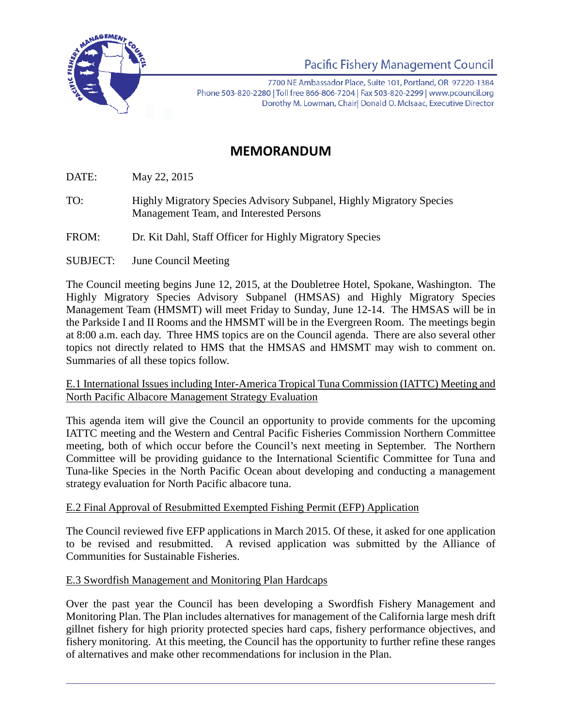Pacific Fishery Management Council

7700 NE Ambassador Place, Suite 101, Portland, OR 97220-1384
Phone 503-820-2280 | Toll free 866-806-7204 | Fax 503-820-2299 | www.pcouncil.org
Dorothy M. Lowman, Chair| Donald O. McIsaac, Executive Director

# MEMORANDUM

DATE: May 22, 2015

TO: Highly Migratory Species Advisory Subpanel, Highly Migratory Species Management Team, and Interested Persons

FROM: Dr. Kit Dahl, Staff Officer for Highly Migratory Species

SUBJECT: June Council Meeting

The Council meeting begins June 12, 2015, at the Doubletree Hotel, Spokane, Washington. The Highly Migratory Species Advisory Subpanel (HMSAS) and Highly Migratory Species Management Team (HMSMT) will meet Friday to Sunday, June 12-14. The HMSAS will be in the Parkside I and II Rooms and the HMSMT will be in the Evergreen Room. The meetings begin at 8:00 a.m. each day. Three HMS topics are on the Council agenda. There are also several other topics not directly related to HMS that the HMSAS and HMSMT may wish to comment on. Summaries of all these topics follow.

## E.1 International Issues including Inter-America Tropical Tuna Commission (IATTC) Meeting and North Pacific Albacore Management Strategy Evaluation

This agenda item will give the Council an opportunity to provide comments for the upcoming IATTC meeting and the Western and Central Pacific Fisheries Commission Northern Committee meeting, both of which occur before the Council's next meeting in September. The Northern Committee will be providing guidance to the International Scientific Committee for Tuna and Tuna-like Species in the North Pacific Ocean about developing and conducting a management strategy evaluation for North Pacific albacore tuna.

## E.2 Final Approval of Resubmitted Exempted Fishing Permit (EFP) Application

The Council reviewed five EFP applications in March 2015. Of these, it asked for one application to be revised and resubmitted. A revised application was submitted by the Alliance of Communities for Sustainable Fisheries.

## E.3 Swordfish Management and Monitoring Plan Hardcaps

Over the past year the Council has been developing a Swordfish Fishery Management and Monitoring Plan. The Plan includes alternatives for management of the California large mesh drift gillnet fishery for high priority protected species hard caps, fishery performance objectives, and fishery monitoring. At this meeting, the Council has the opportunity to further refine these ranges of alternatives and make other recommendations for inclusion in the Plan.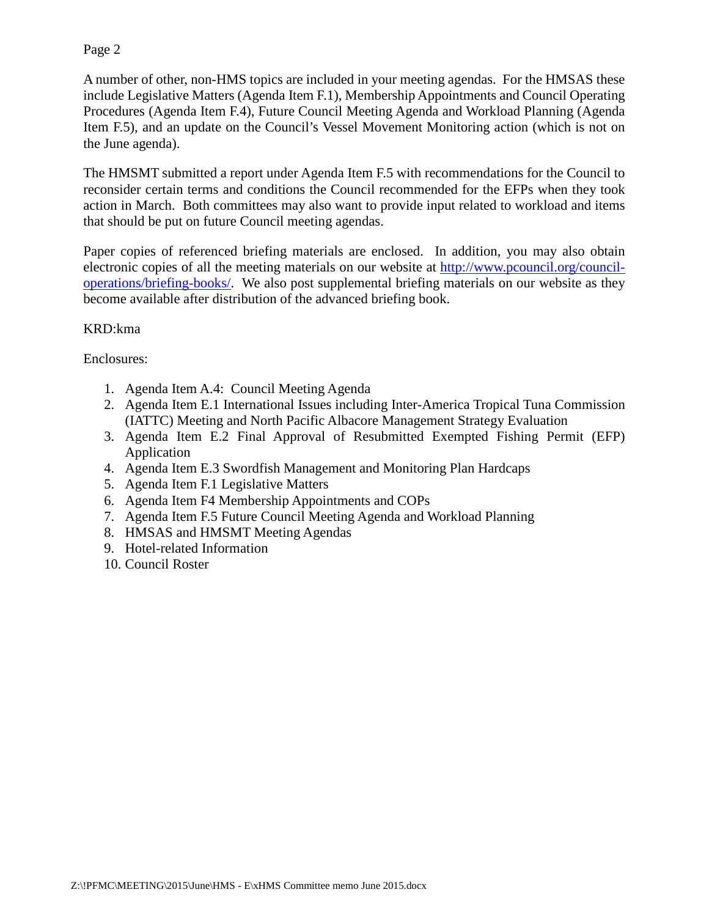A number of other, non-HMS topics are included in your meeting agendas. For the HMSAS these include Legislative Matters (Agenda Item F.1), Membership Appointments and Council Operating Procedures (Agenda Item F.4), Future Council Meeting Agenda and Workload Planning (Agenda Item F.5), and an update on the Council's Vessel Movement Monitoring action (which is not on the June agenda).

The HMSMT submitted a report under Agenda Item F.5 with recommendations for the Council to reconsider certain terms and conditions the Council recommended for the EFPs when they took action in March. Both committees may also want to provide input related to workload and items that should be put on future Council meeting agendas.

Paper copies of referenced briefing materials are enclosed. In addition, you may also obtain electronic copies of all the meeting materials on our website at [http://www.pcouncil.org/council-operations/briefing-books/](http://www.pcouncil.org/council-operations/briefing-books/). We also post supplemental briefing materials on our website as they become available after distribution of the advanced briefing book.

KRD:kma

Enclosures:

1. Agenda Item A.4: Council Meeting Agenda
2. Agenda Item E.1 International Issues including Inter-America Tropical Tuna Commission (IATTC) Meeting and North Pacific Albacore Management Strategy Evaluation
3. Agenda Item E.2 Final Approval of Resubmitted Exempted Fishing Permit (EFP) Application
4. Agenda Item E.3 Swordfish Management and Monitoring Plan Hardcaps
5. Agenda Item F.1 Legislative Matters
6. Agenda Item F4 Membership Appointments and COPs
7. Agenda Item F.5 Future Council Meeting Agenda and Workload Planning
8. HMSAS and HMSMT Meeting Agendas
9. Hotel-related Information
10. Council Roster

Z:\!PFMC\MEETING\2015\June\HMS - E\xHMS Committee memo June 2015.docx